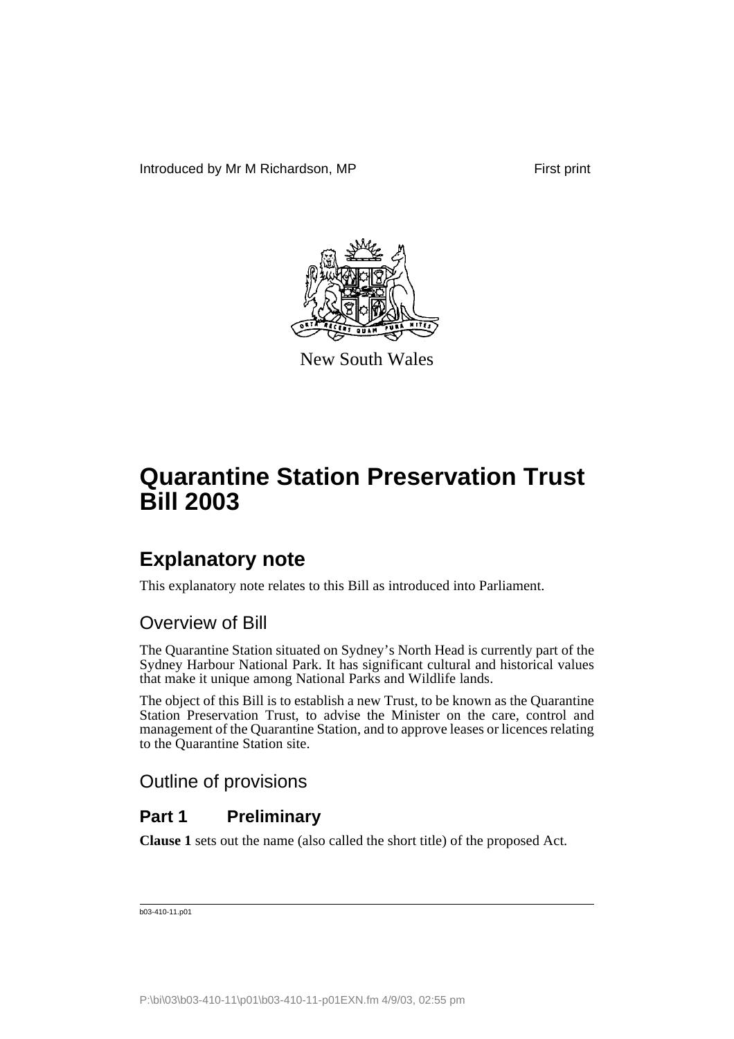Introduced by Mr M Richardson, MP

First print

New South Wales

# Quarantine Station Preservation Trust Bill 2003

## Explanatory note

This explanatory note relates to this Bill as introduced into Parliament.

### Overview of Bill

The Quarantine Station situated on Sydney's North Head is currently part of the Sydney Harbour National Park. It has significant cultural and historical values that make it unique among National Parks and Wildlife lands.

The object of this Bill is to establish a new Trust, to be known as the Quarantine Station Preservation Trust, to advise the Minister on the care, control and management of the Quarantine Station, and to approve leases or licences relating to the Quarantine Station site.

### Outline of provisions

#### Part 1 Preliminary

**Clause 1** sets out the name (also called the short title) of the proposed Act.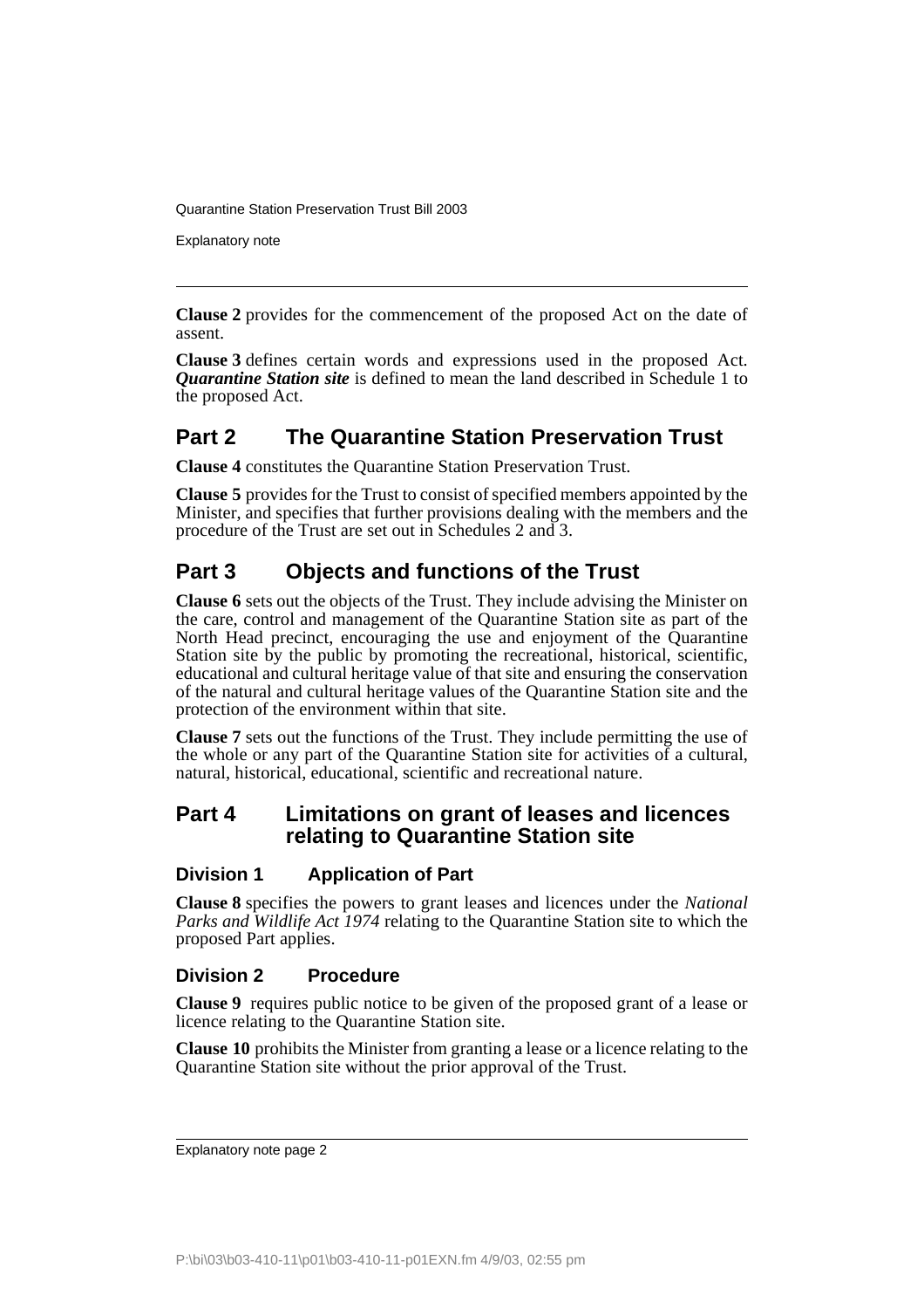**Clause 2** provides for the commencement of the proposed Act on the date of assent.

**Clause 3** defines certain words and expressions used in the proposed Act. ***Quarantine Station site*** is defined to mean the land described in Schedule 1 to the proposed Act.

## Part 2 The Quarantine Station Preservation Trust

**Clause 4** constitutes the Quarantine Station Preservation Trust.

**Clause 5** provides for the Trust to consist of specified members appointed by the Minister, and specifies that further provisions dealing with the members and the procedure of the Trust are set out in Schedules 2 and 3.

## Part 3 Objects and functions of the Trust

**Clause 6** sets out the objects of the Trust. They include advising the Minister on the care, control and management of the Quarantine Station site as part of the North Head precinct, encouraging the use and enjoyment of the Quarantine Station site by the public by promoting the recreational, historical, scientific, educational and cultural heritage value of that site and ensuring the conservation of the natural and cultural heritage values of the Quarantine Station site and the protection of the environment within that site.

**Clause 7** sets out the functions of the Trust. They include permitting the use of the whole or any part of the Quarantine Station site for activities of a cultural, natural, historical, educational, scientific and recreational nature.

## Part 4 Limitations on grant of leases and licences relating to Quarantine Station site

### Division 1 Application of Part

**Clause 8** specifies the powers to grant leases and licences under the *National Parks and Wildlife Act 1974* relating to the Quarantine Station site to which the proposed Part applies.

### Division 2 Procedure

**Clause 9** requires public notice to be given of the proposed grant of a lease or licence relating to the Quarantine Station site.

**Clause 10** prohibits the Minister from granting a lease or a licence relating to the Quarantine Station site without the prior approval of the Trust.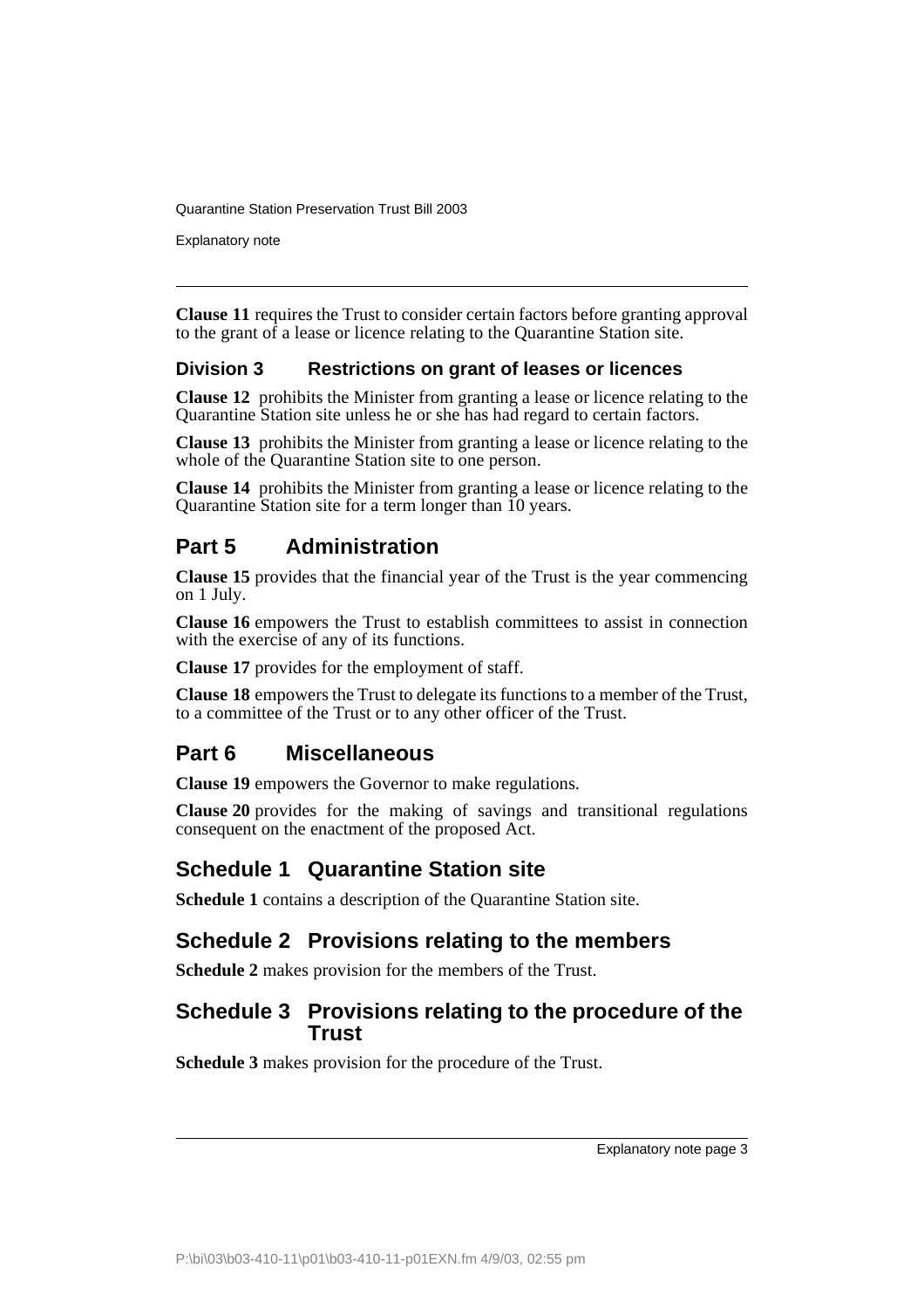**Clause 11** requires the Trust to consider certain factors before granting approval to the grant of a lease or licence relating to the Quarantine Station site.

### Division 3 Restrictions on grant of leases or licences

**Clause 12** prohibits the Minister from granting a lease or licence relating to the Quarantine Station site unless he or she has had regard to certain factors.

**Clause 13** prohibits the Minister from granting a lease or licence relating to the whole of the Quarantine Station site to one person.

**Clause 14** prohibits the Minister from granting a lease or licence relating to the Quarantine Station site for a term longer than 10 years.

## Part 5 Administration

**Clause 15** provides that the financial year of the Trust is the year commencing on 1 July.

**Clause 16** empowers the Trust to establish committees to assist in connection with the exercise of any of its functions.

**Clause 17** provides for the employment of staff.

**Clause 18** empowers the Trust to delegate its functions to a member of the Trust, to a committee of the Trust or to any other officer of the Trust.

## Part 6 Miscellaneous

**Clause 19** empowers the Governor to make regulations.

**Clause 20** provides for the making of savings and transitional regulations consequent on the enactment of the proposed Act.

## Schedule 1 Quarantine Station site

**Schedule 1** contains a description of the Quarantine Station site.

## Schedule 2 Provisions relating to the members

**Schedule 2** makes provision for the members of the Trust.

## Schedule 3 Provisions relating to the procedure of the Trust

**Schedule 3** makes provision for the procedure of the Trust.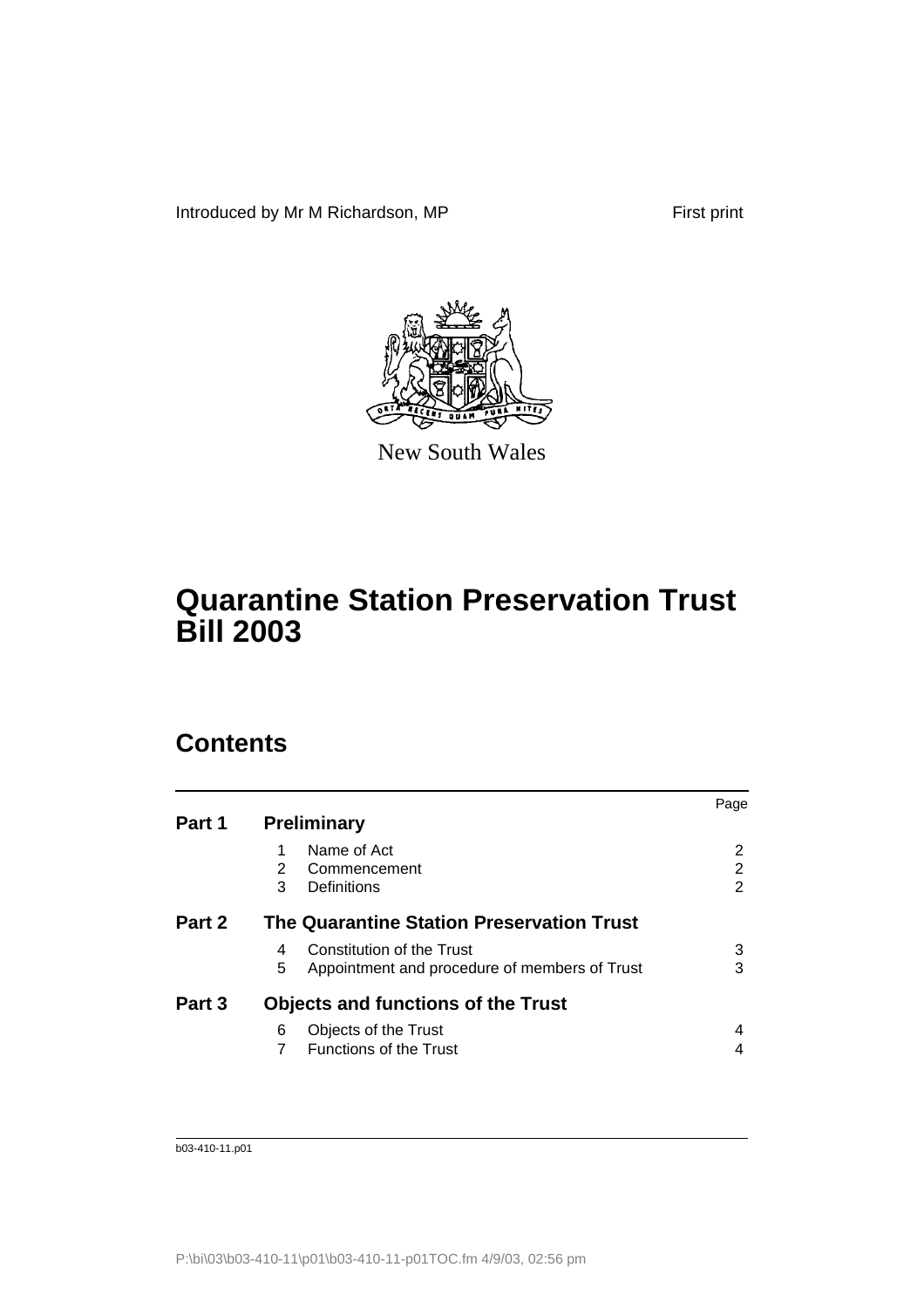Introduced by Mr M Richardson, MP

First print

New South Wales

# Quarantine Station Preservation Trust Bill 2003

## Contents

| | | | Page |
|---|---|---|---|
| **Part 1** | **Preliminary** | | |
| | 1 | Name of Act | 2 |
| | 2 | Commencement | 2 |
| | 3 | Definitions | 2 |
| **Part 2** | **The Quarantine Station Preservation Trust** | | |
| | 4 | Constitution of the Trust | 3 |
| | 5 | Appointment and procedure of members of Trust | 3 |
| **Part 3** | **Objects and functions of the Trust** | | |
| | 6 | Objects of the Trust | 4 |
| | 7 | Functions of the Trust | 4 |

b03-410-11.p01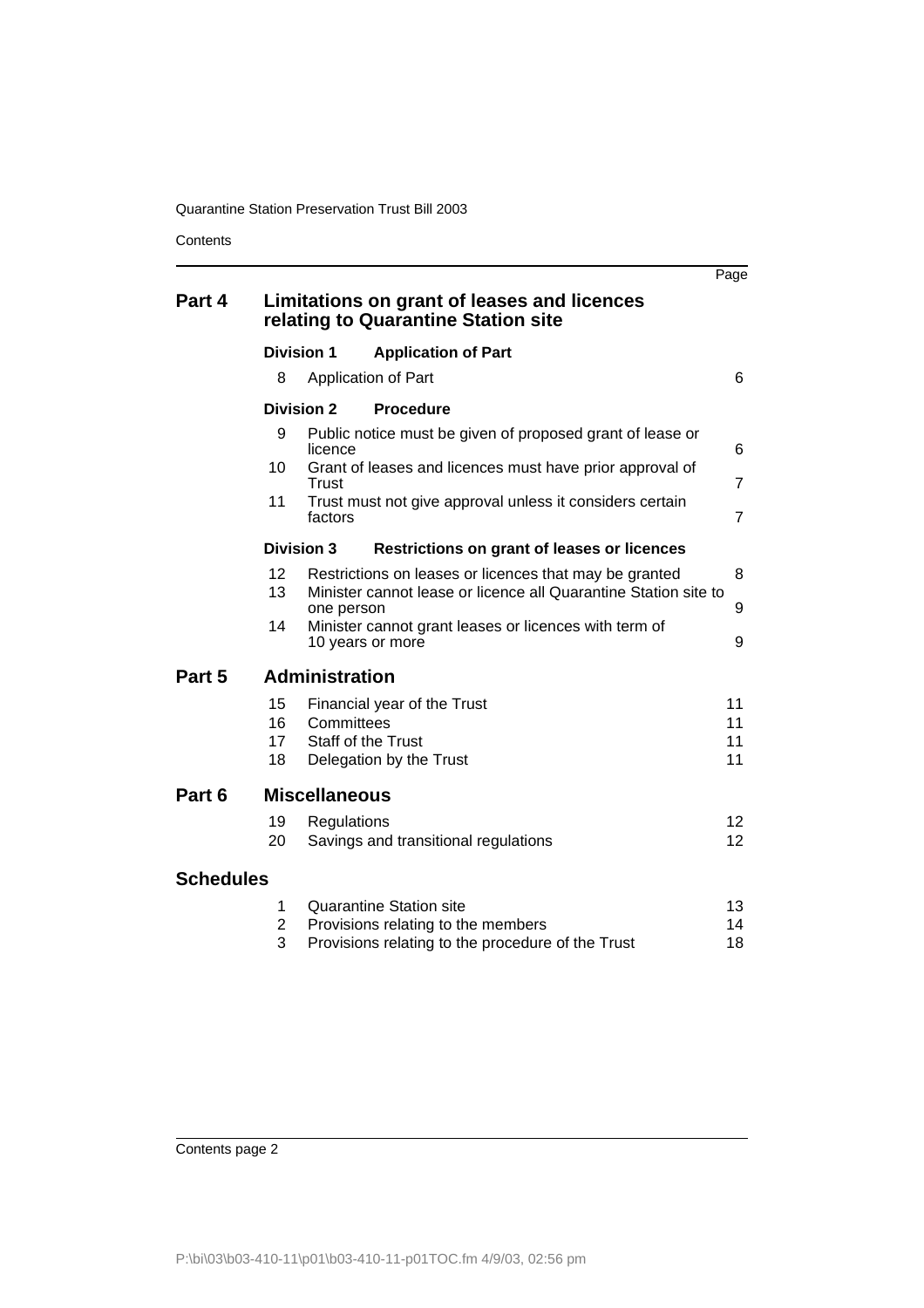| | | | Page |
|---|---|---|---|
| **Part 4** | **Limitations on grant of leases and licences relating to Quarantine Station site** | | |
| | **Division 1** | **Application of Part** | |
| | 8 | Application of Part | 6 |
| | **Division 2** | **Procedure** | |
| | 9 | Public notice must be given of proposed grant of lease or licence | 6 |
| | 10 | Grant of leases and licences must have prior approval of Trust | 7 |
| | 11 | Trust must not give approval unless it considers certain factors | 7 |
| | **Division 3** | **Restrictions on grant of leases or licences** | |
| | 12 | Restrictions on leases or licences that may be granted | 8 |
| | 13 | Minister cannot lease or licence all Quarantine Station site to one person | 9 |
| | 14 | Minister cannot grant leases or licences with term of 10 years or more | 9 |
| **Part 5** | **Administration** | | |
| | 15 | Financial year of the Trust | 11 |
| | 16 | Committees | 11 |
| | 17 | Staff of the Trust | 11 |
| | 18 | Delegation by the Trust | 11 |
| **Part 6** | **Miscellaneous** | | |
| | 19 | Regulations | 12 |
| | 20 | Savings and transitional regulations | 12 |
| **Schedules** | | | |
| | 1 | Quarantine Station site | 13 |
| | 2 | Provisions relating to the members | 14 |
| | 3 | Provisions relating to the procedure of the Trust | 18 |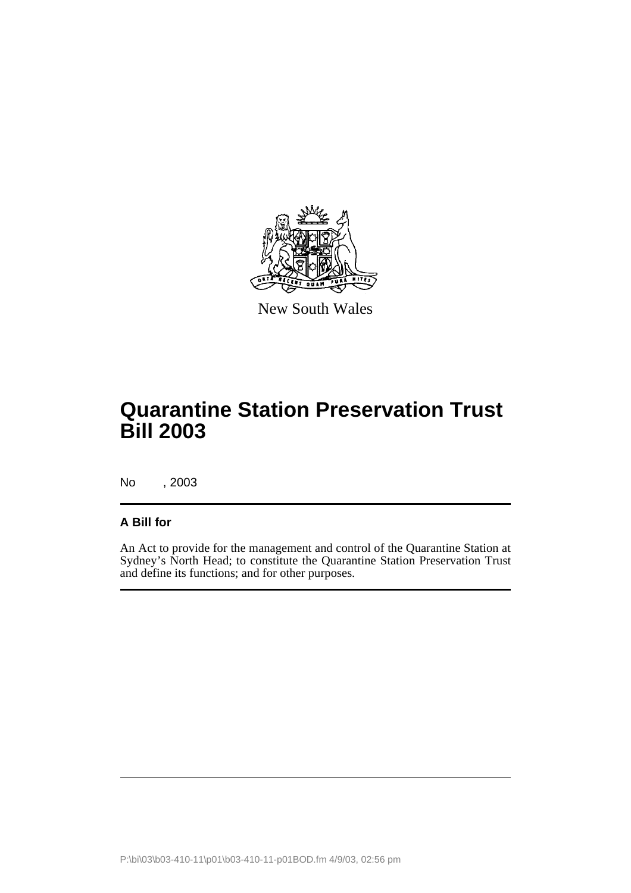New South Wales

# Quarantine Station Preservation Trust Bill 2003

No , 2003

## A Bill for

An Act to provide for the management and control of the Quarantine Station at Sydney's North Head; to constitute the Quarantine Station Preservation Trust and define its functions; and for other purposes.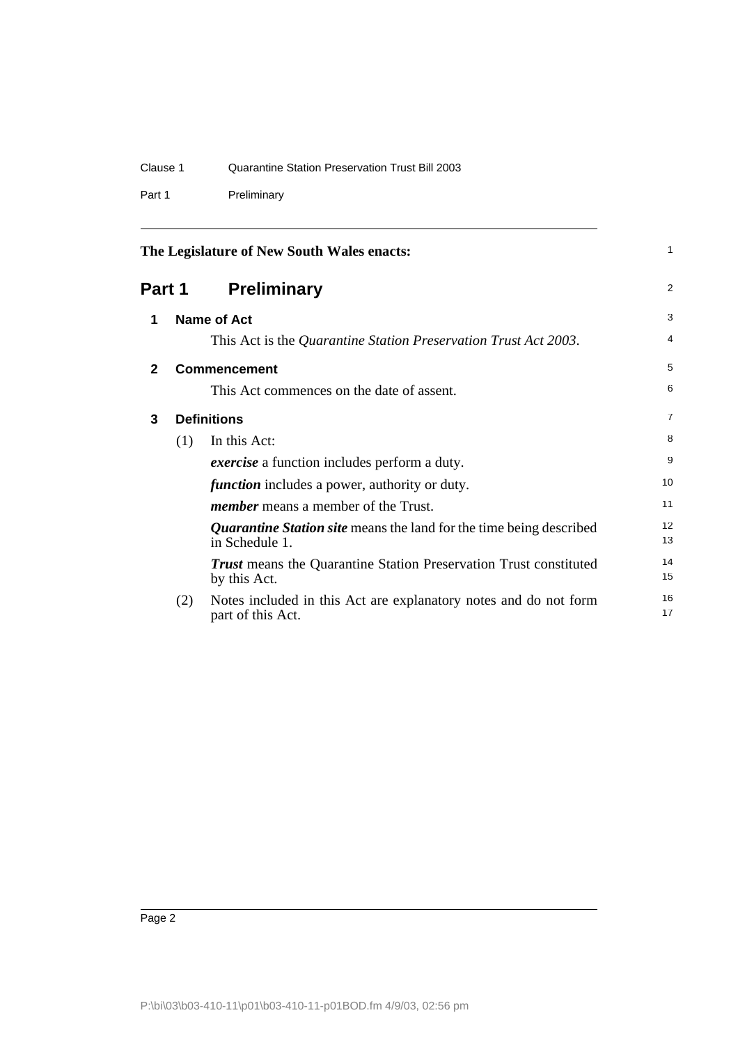The Legislature of New South Wales enacts:

# Part 1 Preliminary

## 1 Name of Act

This Act is the *Quarantine Station Preservation Trust Act 2003*.

## 2 Commencement

This Act commences on the date of assent.

## 3 Definitions

(1) In this Act:

***exercise*** a function includes perform a duty.

***function*** includes a power, authority or duty.

***member*** means a member of the Trust.

***Quarantine Station site*** means the land for the time being described in Schedule 1.

***Trust*** means the Quarantine Station Preservation Trust constituted by this Act.

(2) Notes included in this Act are explanatory notes and do not form part of this Act.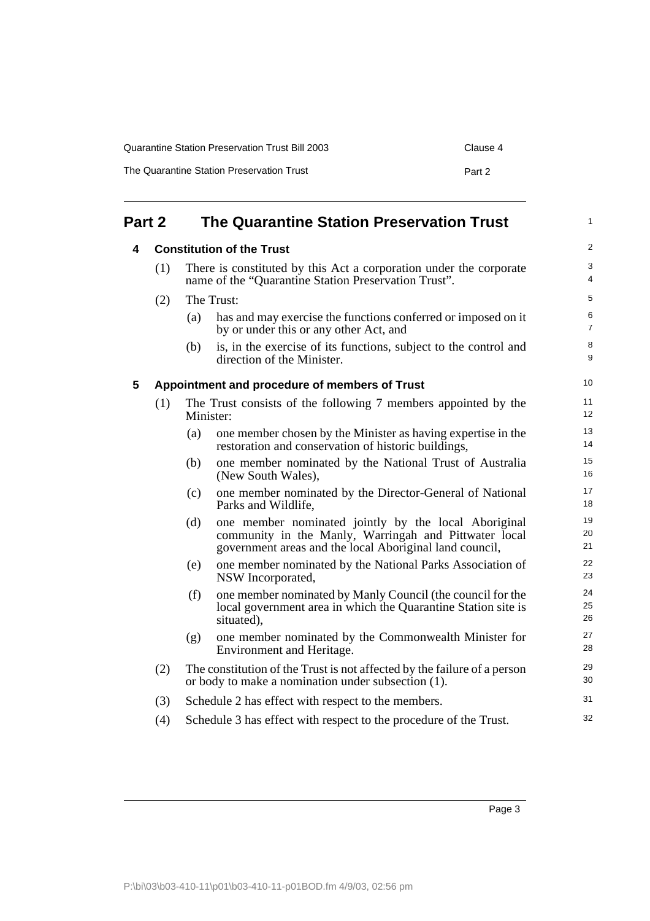# Part 2 The Quarantine Station Preservation Trust

## 4 Constitution of the Trust

(1) There is constituted by this Act a corporation under the corporate name of the "Quarantine Station Preservation Trust".

(2) The Trust:

- (a) has and may exercise the functions conferred or imposed on it by or under this or any other Act, and
- (b) is, in the exercise of its functions, subject to the control and direction of the Minister.

## 5 Appointment and procedure of members of Trust

(1) The Trust consists of the following 7 members appointed by the Minister:

- (a) one member chosen by the Minister as having expertise in the restoration and conservation of historic buildings,
- (b) one member nominated by the National Trust of Australia (New South Wales),
- (c) one member nominated by the Director-General of National Parks and Wildlife,
- (d) one member nominated jointly by the local Aboriginal community in the Manly, Warringah and Pittwater local government areas and the local Aboriginal land council,
- (e) one member nominated by the National Parks Association of NSW Incorporated,
- (f) one member nominated by Manly Council (the council for the local government area in which the Quarantine Station site is situated),
- (g) one member nominated by the Commonwealth Minister for Environment and Heritage.

(2) The constitution of the Trust is not affected by the failure of a person or body to make a nomination under subsection (1).

(3) Schedule 2 has effect with respect to the members.

(4) Schedule 3 has effect with respect to the procedure of the Trust.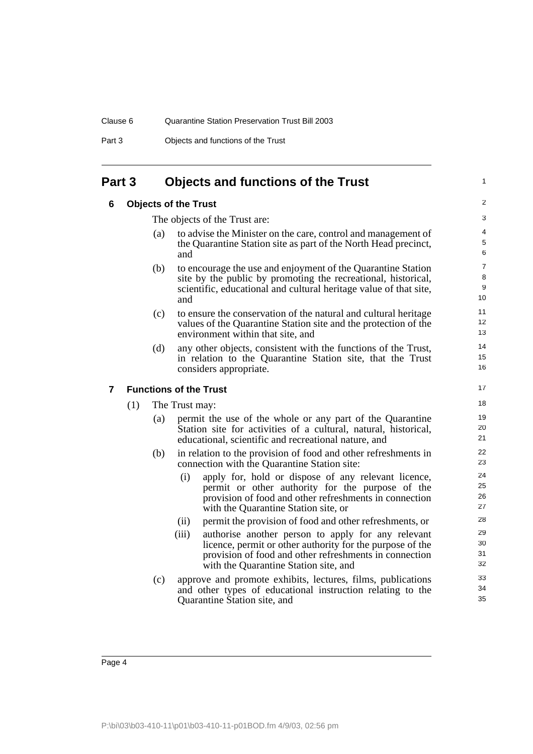## Part 3 Objects and functions of the Trust

### 6 Objects of the Trust

The objects of the Trust are:

(a) to advise the Minister on the care, control and management of the Quarantine Station site as part of the North Head precinct, and

(b) to encourage the use and enjoyment of the Quarantine Station site by the public by promoting the recreational, historical, scientific, educational and cultural heritage value of that site, and

(c) to ensure the conservation of the natural and cultural heritage values of the Quarantine Station site and the protection of the environment within that site, and

(d) any other objects, consistent with the functions of the Trust, in relation to the Quarantine Station site, that the Trust considers appropriate.

### 7 Functions of the Trust

(1) The Trust may:

(a) permit the use of the whole or any part of the Quarantine Station site for activities of a cultural, natural, historical, educational, scientific and recreational nature, and

(b) in relation to the provision of food and other refreshments in connection with the Quarantine Station site:

(i) apply for, hold or dispose of any relevant licence, permit or other authority for the purpose of the provision of food and other refreshments in connection with the Quarantine Station site, or

(ii) permit the provision of food and other refreshments, or

(iii) authorise another person to apply for any relevant licence, permit or other authority for the purpose of the provision of food and other refreshments in connection with the Quarantine Station site, and

(c) approve and promote exhibits, lectures, films, publications and other types of educational instruction relating to the Quarantine Station site, and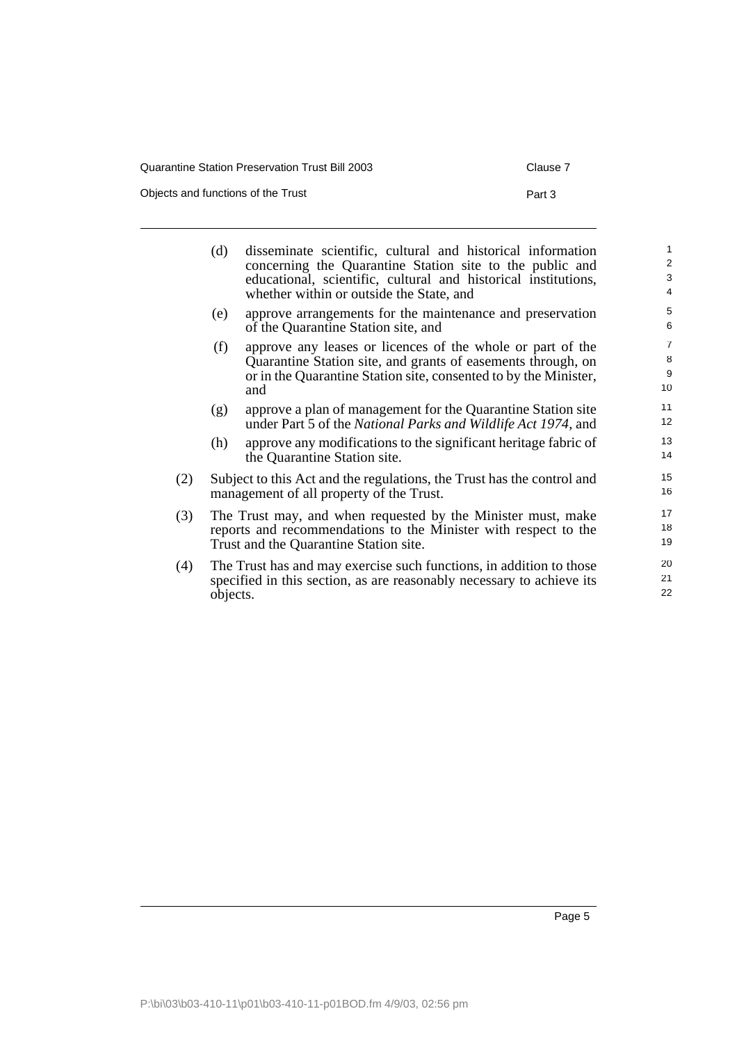(d) disseminate scientific, cultural and historical information concerning the Quarantine Station site to the public and educational, scientific, cultural and historical institutions, whether within or outside the State, and

(e) approve arrangements for the maintenance and preservation of the Quarantine Station site, and

(f) approve any leases or licences of the whole or part of the Quarantine Station site, and grants of easements through, on or in the Quarantine Station site, consented to by the Minister, and

(g) approve a plan of management for the Quarantine Station site under Part 5 of the *National Parks and Wildlife Act 1974*, and

(h) approve any modifications to the significant heritage fabric of the Quarantine Station site.

(2) Subject to this Act and the regulations, the Trust has the control and management of all property of the Trust.

(3) The Trust may, and when requested by the Minister must, make reports and recommendations to the Minister with respect to the Trust and the Quarantine Station site.

(4) The Trust has and may exercise such functions, in addition to those specified in this section, as are reasonably necessary to achieve its objects.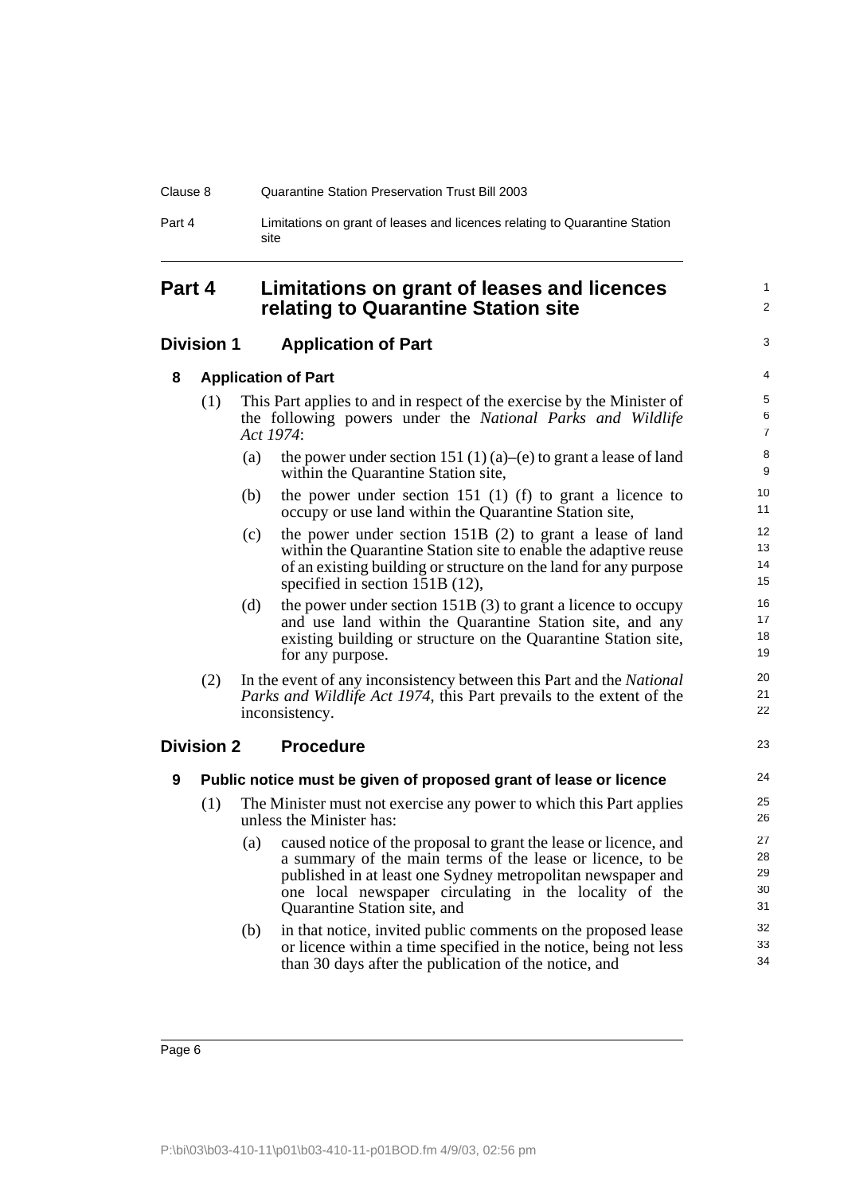## Part 4 Limitations on grant of leases and licences relating to Quarantine Station site

### Division 1 Application of Part

#### 8 Application of Part

(1) This Part applies to and in respect of the exercise by the Minister of the following powers under the *National Parks and Wildlife Act 1974*:

- (a) the power under section 151 (1) (a)–(e) to grant a lease of land within the Quarantine Station site,
- (b) the power under section 151 (1) (f) to grant a licence to occupy or use land within the Quarantine Station site,
- (c) the power under section 151B (2) to grant a lease of land within the Quarantine Station site to enable the adaptive reuse of an existing building or structure on the land for any purpose specified in section 151B (12),
- (d) the power under section 151B (3) to grant a licence to occupy and use land within the Quarantine Station site, and any existing building or structure on the Quarantine Station site, for any purpose.

(2) In the event of any inconsistency between this Part and the *National Parks and Wildlife Act 1974*, this Part prevails to the extent of the inconsistency.

### Division 2 Procedure

#### 9 Public notice must be given of proposed grant of lease or licence

(1) The Minister must not exercise any power to which this Part applies unless the Minister has:

- (a) caused notice of the proposal to grant the lease or licence, and a summary of the main terms of the lease or licence, to be published in at least one Sydney metropolitan newspaper and one local newspaper circulating in the locality of the Quarantine Station site, and
- (b) in that notice, invited public comments on the proposed lease or licence within a time specified in the notice, being not less than 30 days after the publication of the notice, and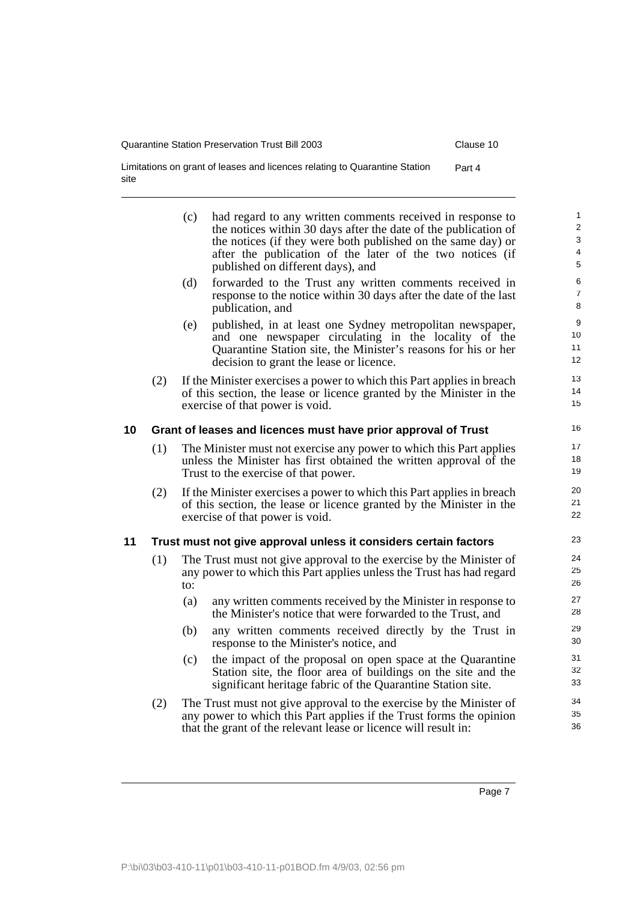(c) had regard to any written comments received in response to the notices within 30 days after the date of the publication of the notices (if they were both published on the same day) or after the publication of the later of the two notices (if published on different days), and

(d) forwarded to the Trust any written comments received in response to the notice within 30 days after the date of the last publication, and

(e) published, in at least one Sydney metropolitan newspaper, and one newspaper circulating in the locality of the Quarantine Station site, the Minister's reasons for his or her decision to grant the lease or licence.

(2) If the Minister exercises a power to which this Part applies in breach of this section, the lease or licence granted by the Minister in the exercise of that power is void.

### 10 Grant of leases and licences must have prior approval of Trust

(1) The Minister must not exercise any power to which this Part applies unless the Minister has first obtained the written approval of the Trust to the exercise of that power.

(2) If the Minister exercises a power to which this Part applies in breach of this section, the lease or licence granted by the Minister in the exercise of that power is void.

### 11 Trust must not give approval unless it considers certain factors

(1) The Trust must not give approval to the exercise by the Minister of any power to which this Part applies unless the Trust has had regard to:

(a) any written comments received by the Minister in response to the Minister's notice that were forwarded to the Trust, and

(b) any written comments received directly by the Trust in response to the Minister's notice, and

(c) the impact of the proposal on open space at the Quarantine Station site, the floor area of buildings on the site and the significant heritage fabric of the Quarantine Station site.

(2) The Trust must not give approval to the exercise by the Minister of any power to which this Part applies if the Trust forms the opinion that the grant of the relevant lease or licence will result in: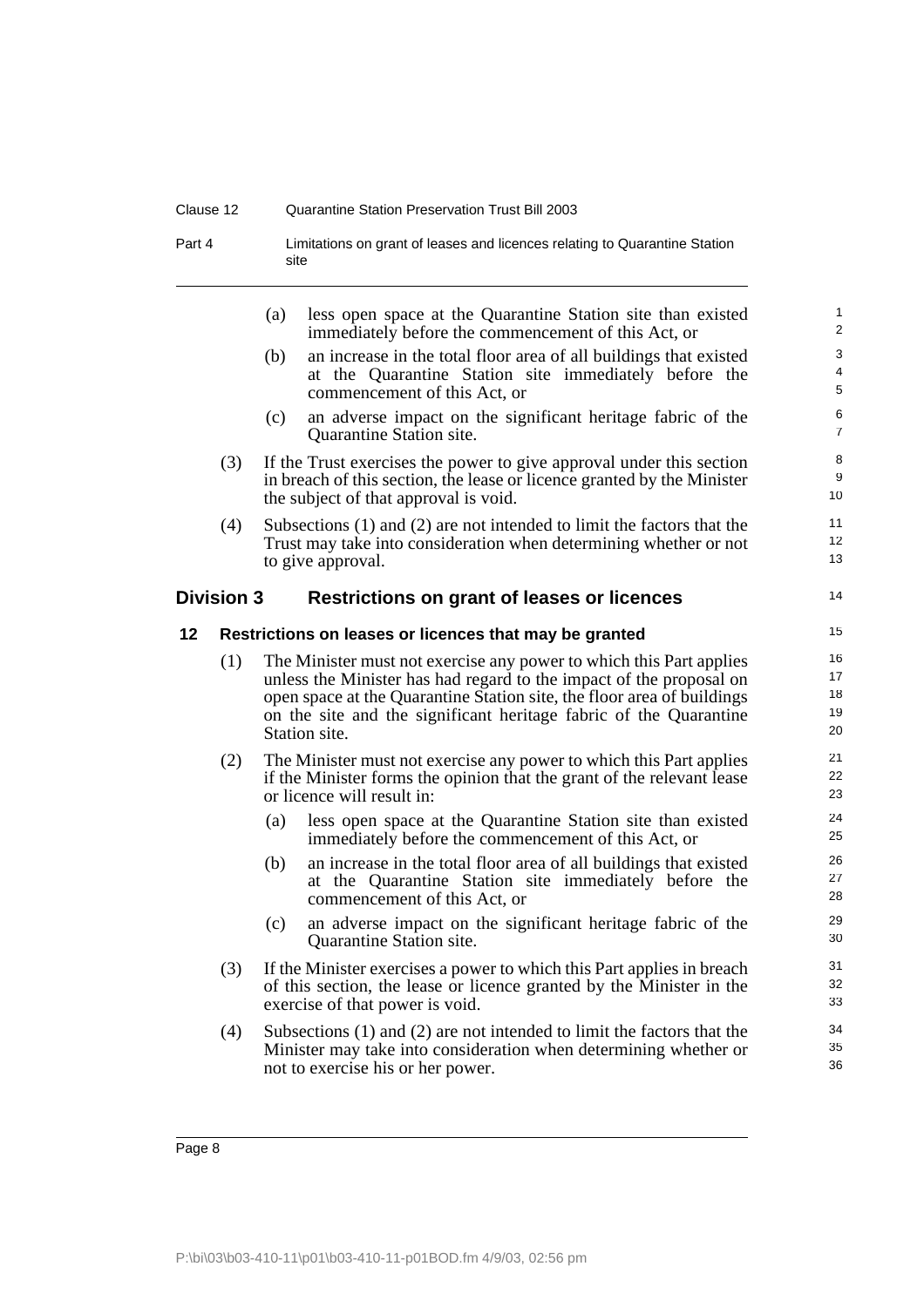(a) less open space at the Quarantine Station site than existed immediately before the commencement of this Act, or

(b) an increase in the total floor area of all buildings that existed at the Quarantine Station site immediately before the commencement of this Act, or

(c) an adverse impact on the significant heritage fabric of the Quarantine Station site.

(3) If the Trust exercises the power to give approval under this section in breach of this section, the lease or licence granted by the Minister the subject of that approval is void.

(4) Subsections (1) and (2) are not intended to limit the factors that the Trust may take into consideration when determining whether or not to give approval.

## Division 3 Restrictions on grant of leases or licences

### 12 Restrictions on leases or licences that may be granted

(1) The Minister must not exercise any power to which this Part applies unless the Minister has had regard to the impact of the proposal on open space at the Quarantine Station site, the floor area of buildings on the site and the significant heritage fabric of the Quarantine Station site.

(2) The Minister must not exercise any power to which this Part applies if the Minister forms the opinion that the grant of the relevant lease or licence will result in:

(a) less open space at the Quarantine Station site than existed immediately before the commencement of this Act, or

(b) an increase in the total floor area of all buildings that existed at the Quarantine Station site immediately before the commencement of this Act, or

(c) an adverse impact on the significant heritage fabric of the Quarantine Station site.

(3) If the Minister exercises a power to which this Part applies in breach of this section, the lease or licence granted by the Minister in the exercise of that power is void.

(4) Subsections (1) and (2) are not intended to limit the factors that the Minister may take into consideration when determining whether or not to exercise his or her power.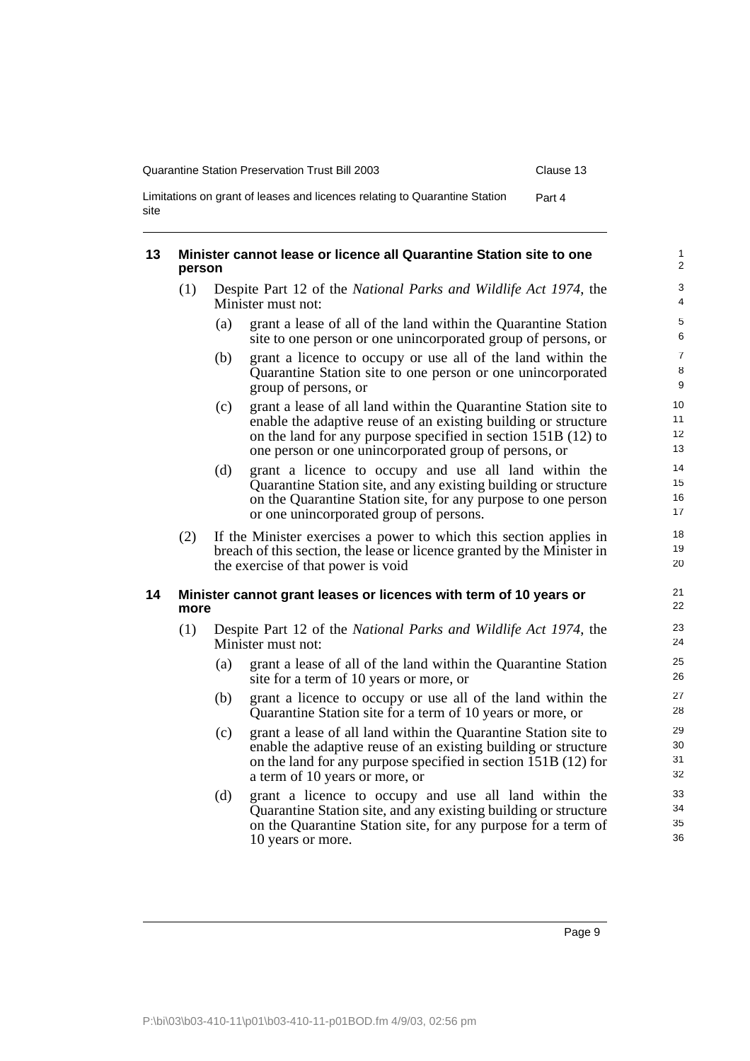### 13 Minister cannot lease or licence all Quarantine Station site to one person

(1) Despite Part 12 of the *National Parks and Wildlife Act 1974*, the Minister must not:

  (a) grant a lease of all of the land within the Quarantine Station site to one person or one unincorporated group of persons, or

  (b) grant a licence to occupy or use all of the land within the Quarantine Station site to one person or one unincorporated group of persons, or

  (c) grant a lease of all land within the Quarantine Station site to enable the adaptive reuse of an existing building or structure on the land for any purpose specified in section 151B (12) to one person or one unincorporated group of persons, or

  (d) grant a licence to occupy and use all land within the Quarantine Station site, and any existing building or structure on the Quarantine Station site, for any purpose to one person or one unincorporated group of persons.

(2) If the Minister exercises a power to which this section applies in breach of this section, the lease or licence granted by the Minister in the exercise of that power is void

### 14 Minister cannot grant leases or licences with term of 10 years or more

(1) Despite Part 12 of the *National Parks and Wildlife Act 1974*, the Minister must not:

  (a) grant a lease of all of the land within the Quarantine Station site for a term of 10 years or more, or

  (b) grant a licence to occupy or use all of the land within the Quarantine Station site for a term of 10 years or more, or

  (c) grant a lease of all land within the Quarantine Station site to enable the adaptive reuse of an existing building or structure on the land for any purpose specified in section 151B (12) for a term of 10 years or more, or

  (d) grant a licence to occupy and use all land within the Quarantine Station site, and any existing building or structure on the Quarantine Station site, for any purpose for a term of 10 years or more.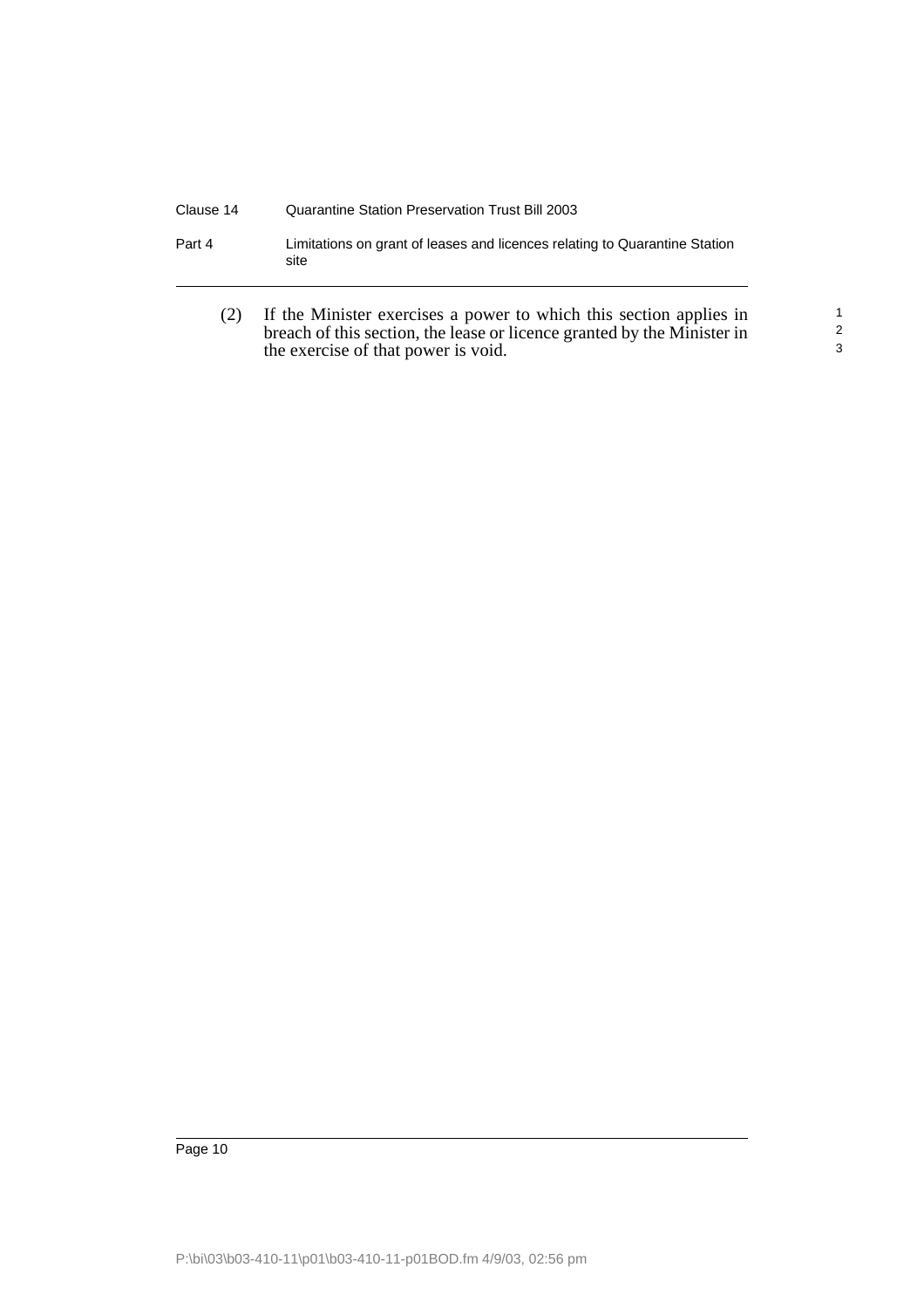(2) If the Minister exercises a power to which this section applies in breach of this section, the lease or licence granted by the Minister in the exercise of that power is void.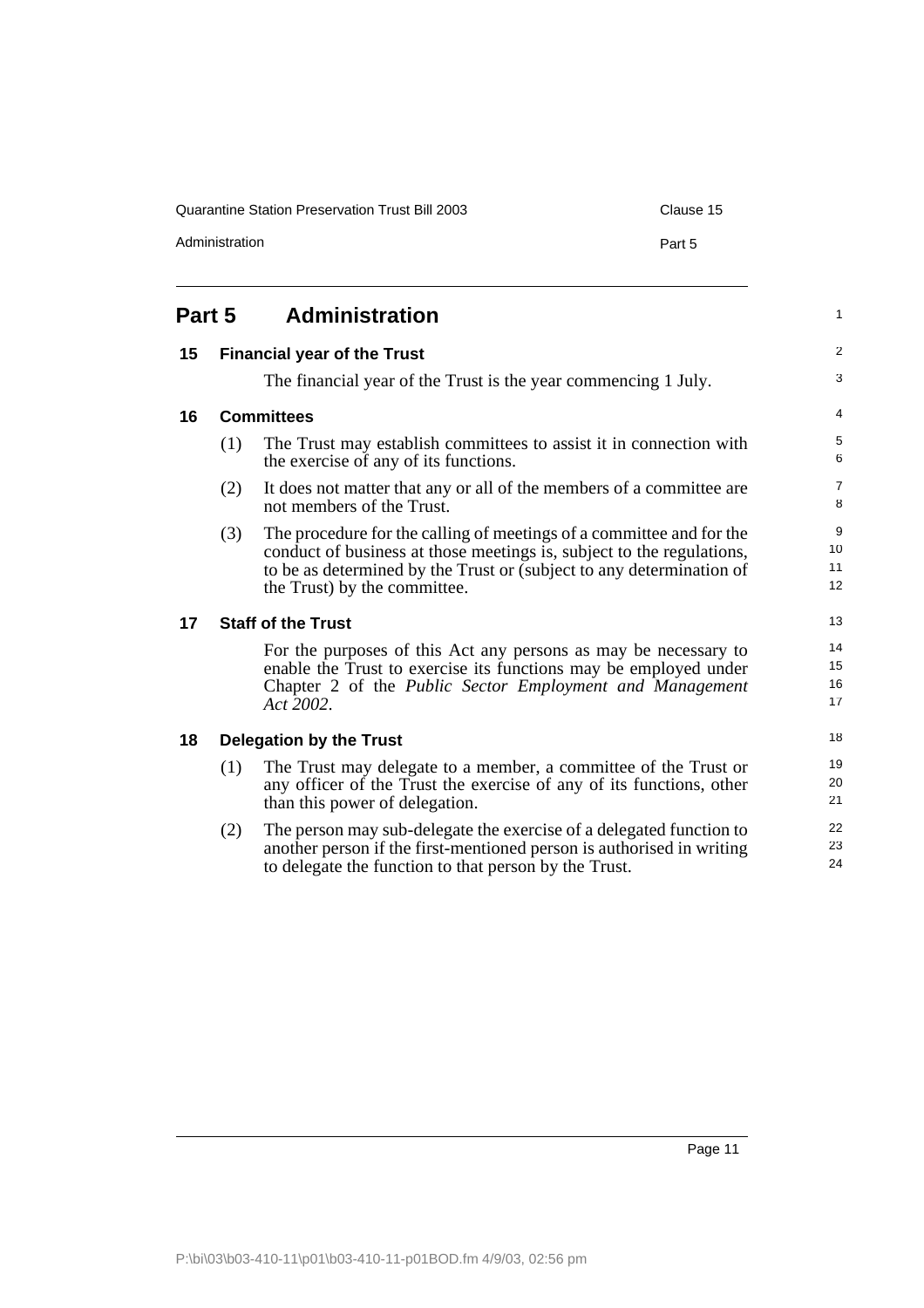## Part 5 Administration

### 15 Financial year of the Trust

The financial year of the Trust is the year commencing 1 July.

### 16 Committees

(1) The Trust may establish committees to assist it in connection with the exercise of any of its functions.

(2) It does not matter that any or all of the members of a committee are not members of the Trust.

(3) The procedure for the calling of meetings of a committee and for the conduct of business at those meetings is, subject to the regulations, to be as determined by the Trust or (subject to any determination of the Trust) by the committee.

### 17 Staff of the Trust

For the purposes of this Act any persons as may be necessary to enable the Trust to exercise its functions may be employed under Chapter 2 of the *Public Sector Employment and Management Act 2002*.

### 18 Delegation by the Trust

(1) The Trust may delegate to a member, a committee of the Trust or any officer of the Trust the exercise of any of its functions, other than this power of delegation.

(2) The person may sub-delegate the exercise of a delegated function to another person if the first-mentioned person is authorised in writing to delegate the function to that person by the Trust.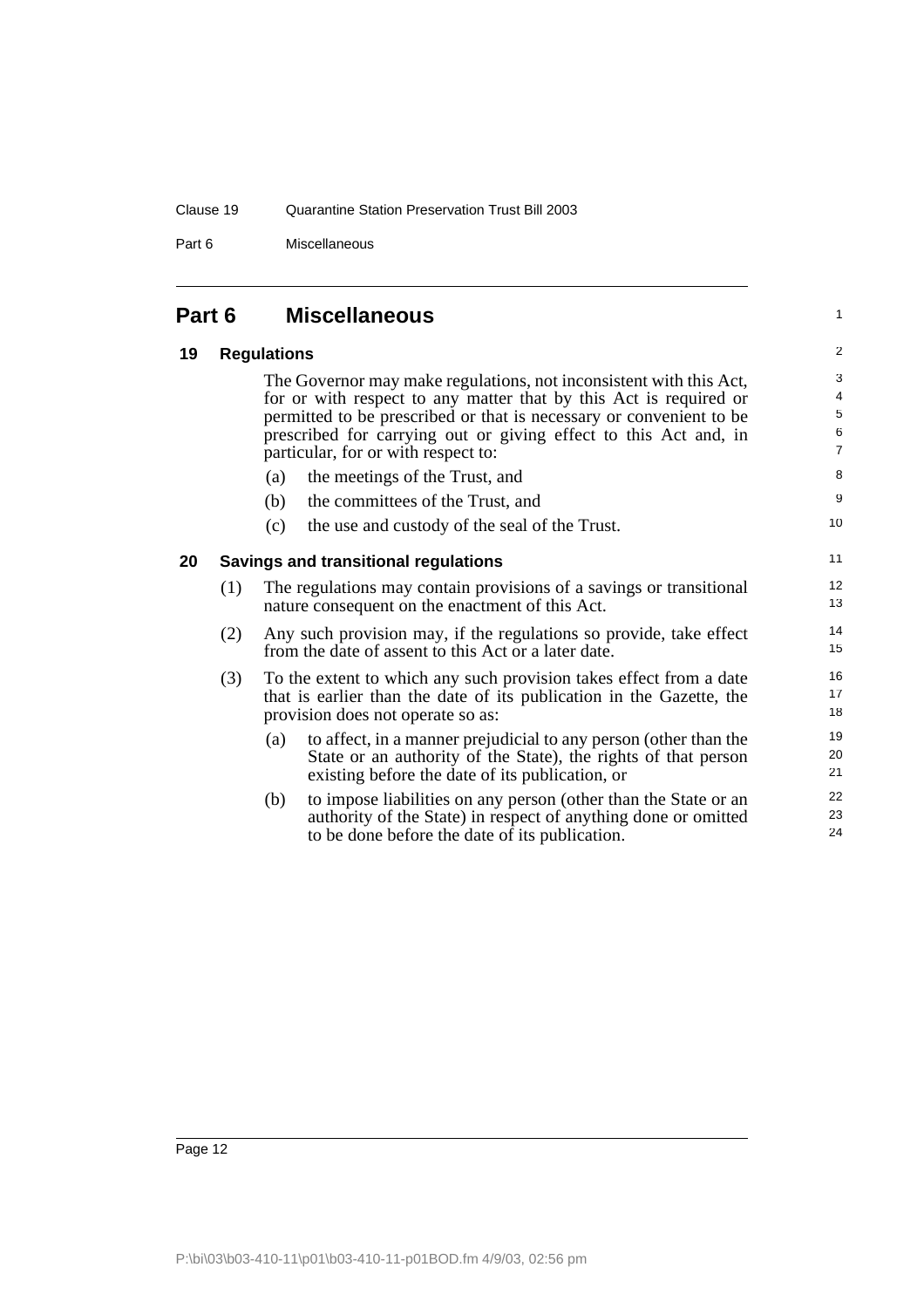## Part 6 Miscellaneous

### 19 Regulations

The Governor may make regulations, not inconsistent with this Act, for or with respect to any matter that by this Act is required or permitted to be prescribed or that is necessary or convenient to be prescribed for carrying out or giving effect to this Act and, in particular, for or with respect to:

(a) the meetings of the Trust, and

(b) the committees of the Trust, and

(c) the use and custody of the seal of the Trust.

### 20 Savings and transitional regulations

(1) The regulations may contain provisions of a savings or transitional nature consequent on the enactment of this Act.

(2) Any such provision may, if the regulations so provide, take effect from the date of assent to this Act or a later date.

(3) To the extent to which any such provision takes effect from a date that is earlier than the date of its publication in the Gazette, the provision does not operate so as:

(a) to affect, in a manner prejudicial to any person (other than the State or an authority of the State), the rights of that person existing before the date of its publication, or

(b) to impose liabilities on any person (other than the State or an authority of the State) in respect of anything done or omitted to be done before the date of its publication.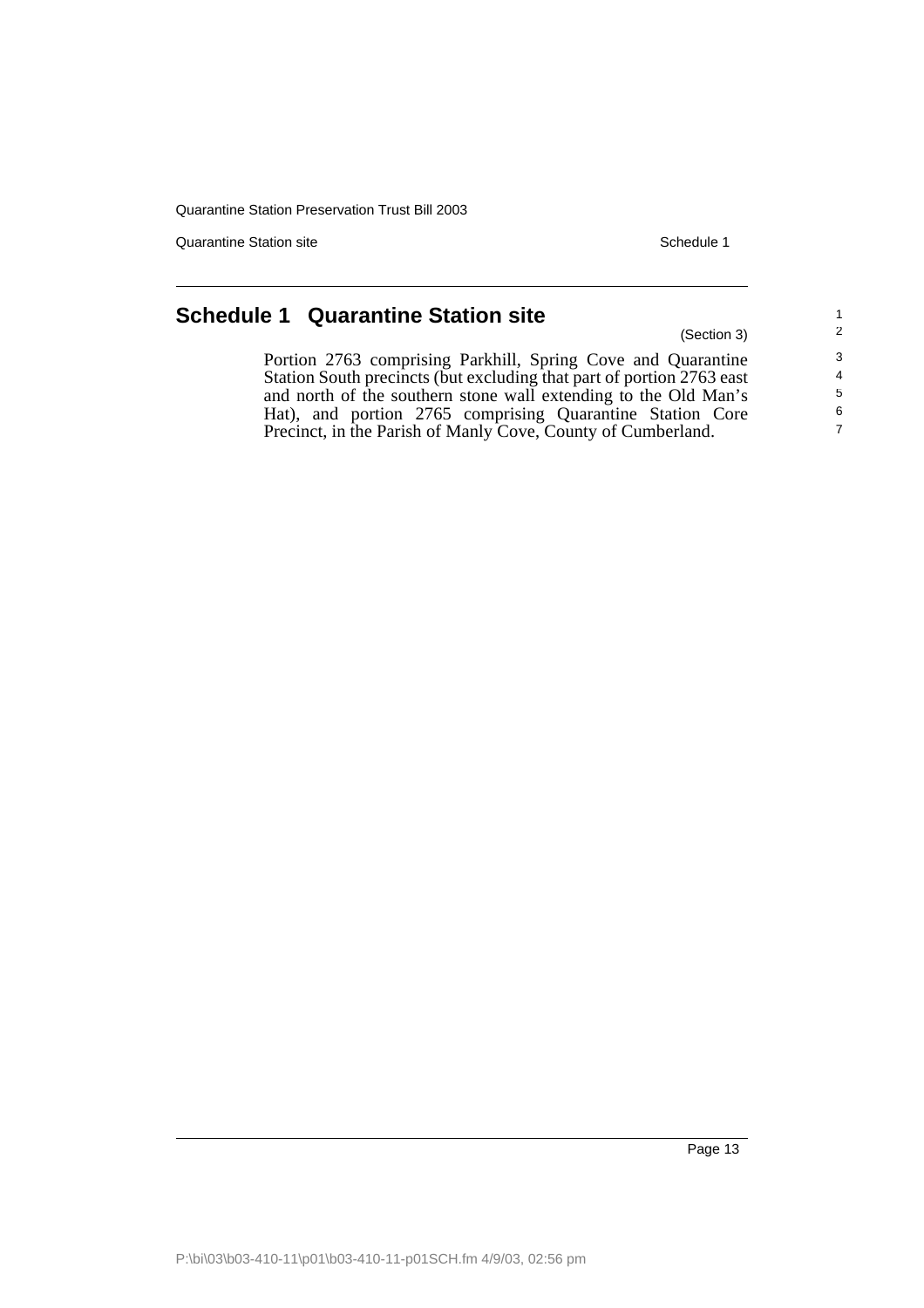# Schedule 1 Quarantine Station site

(Section 3)

Portion 2763 comprising Parkhill, Spring Cove and Quarantine Station South precincts (but excluding that part of portion 2763 east and north of the southern stone wall extending to the Old Man's Hat), and portion 2765 comprising Quarantine Station Core Precinct, in the Parish of Manly Cove, County of Cumberland.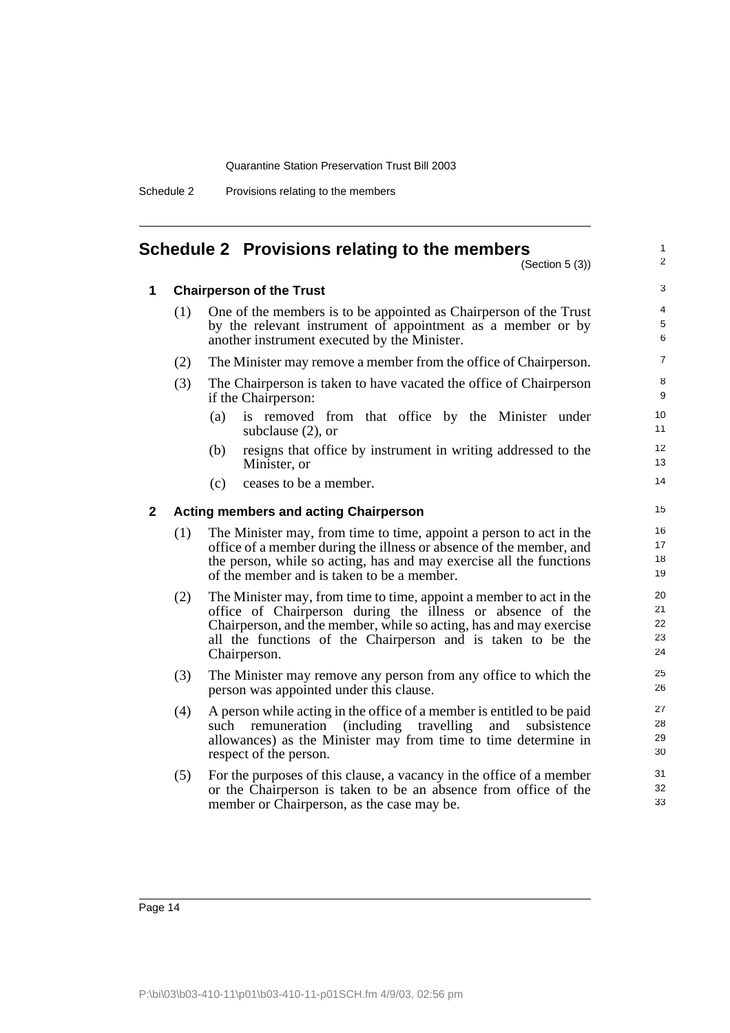# Schedule 2 Provisions relating to the members

(Section 5 (3))

## 1 Chairperson of the Trust

(1) One of the members is to be appointed as Chairperson of the Trust by the relevant instrument of appointment as a member or by another instrument executed by the Minister.

(2) The Minister may remove a member from the office of Chairperson.

(3) The Chairperson is taken to have vacated the office of Chairperson if the Chairperson:

- (a) is removed from that office by the Minister under subclause (2), or
- (b) resigns that office by instrument in writing addressed to the Minister, or
- (c) ceases to be a member.

## 2 Acting members and acting Chairperson

(1) The Minister may, from time to time, appoint a person to act in the office of a member during the illness or absence of the member, and the person, while so acting, has and may exercise all the functions of the member and is taken to be a member.

(2) The Minister may, from time to time, appoint a member to act in the office of Chairperson during the illness or absence of the Chairperson, and the member, while so acting, has and may exercise all the functions of the Chairperson and is taken to be the Chairperson.

(3) The Minister may remove any person from any office to which the person was appointed under this clause.

(4) A person while acting in the office of a member is entitled to be paid such remuneration (including travelling and subsistence allowances) as the Minister may from time to time determine in respect of the person.

(5) For the purposes of this clause, a vacancy in the office of a member or the Chairperson is taken to be an absence from office of the member or Chairperson, as the case may be.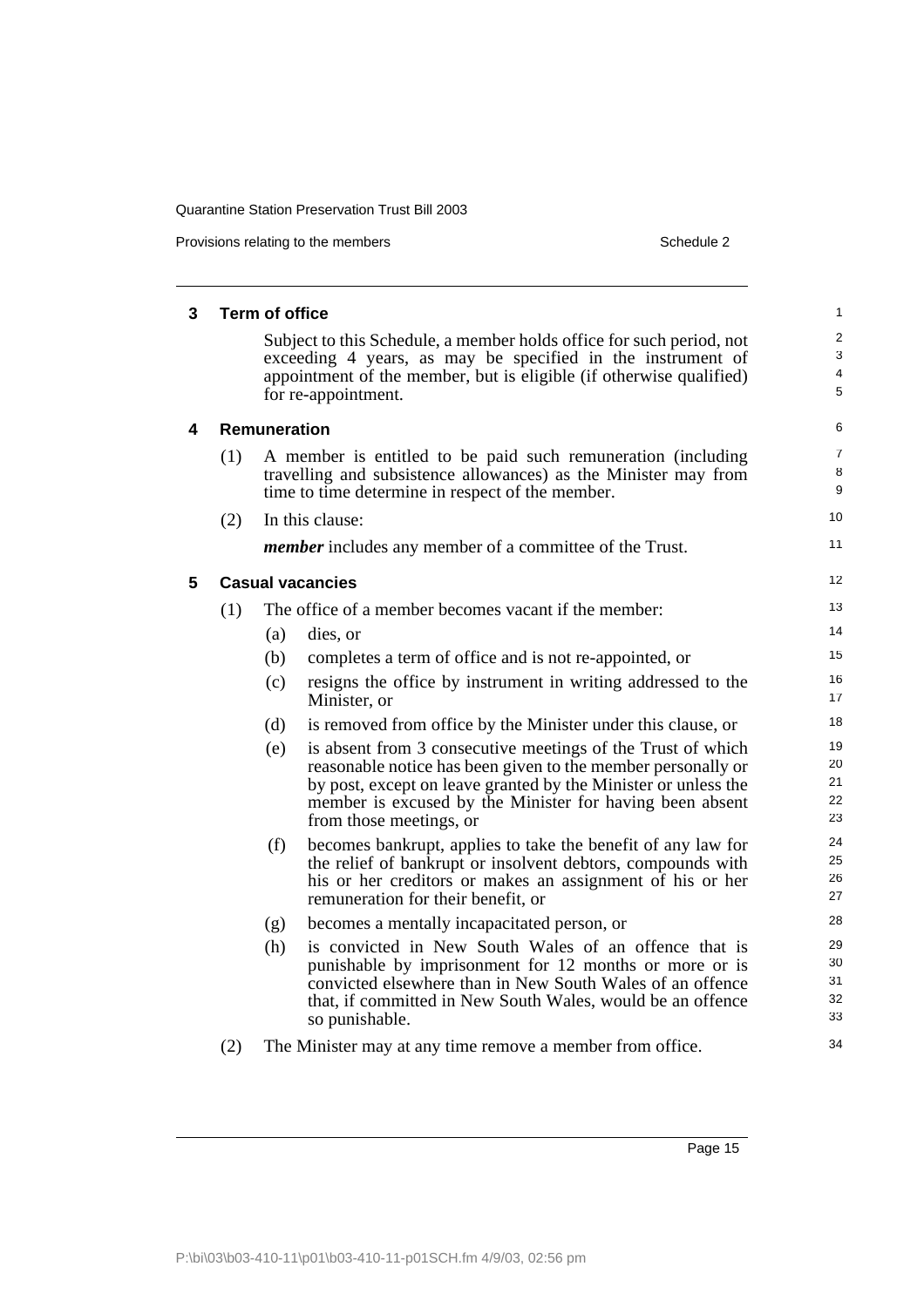## 3 Term of office

Subject to this Schedule, a member holds office for such period, not exceeding 4 years, as may be specified in the instrument of appointment of the member, but is eligible (if otherwise qualified) for re-appointment.

## 4 Remuneration

(1) A member is entitled to be paid such remuneration (including travelling and subsistence allowances) as the Minister may from time to time determine in respect of the member.

(2) In this clause:

***member*** includes any member of a committee of the Trust.

## 5 Casual vacancies

(1) The office of a member becomes vacant if the member:

- (a) dies, or
- (b) completes a term of office and is not re-appointed, or
- (c) resigns the office by instrument in writing addressed to the Minister, or
- (d) is removed from office by the Minister under this clause, or
- (e) is absent from 3 consecutive meetings of the Trust of which reasonable notice has been given to the member personally or by post, except on leave granted by the Minister or unless the member is excused by the Minister for having been absent from those meetings, or
- (f) becomes bankrupt, applies to take the benefit of any law for the relief of bankrupt or insolvent debtors, compounds with his or her creditors or makes an assignment of his or her remuneration for their benefit, or
- (g) becomes a mentally incapacitated person, or
- (h) is convicted in New South Wales of an offence that is punishable by imprisonment for 12 months or more or is convicted elsewhere than in New South Wales of an offence that, if committed in New South Wales, would be an offence so punishable.

(2) The Minister may at any time remove a member from office.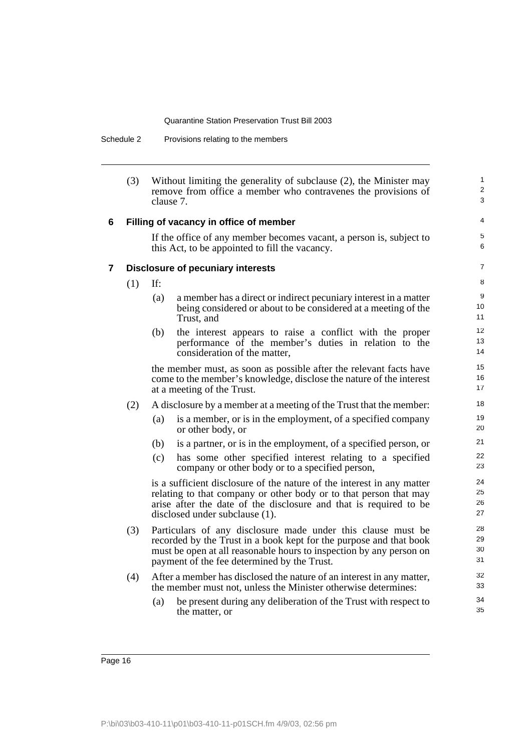(3) Without limiting the generality of subclause (2), the Minister may remove from office a member who contravenes the provisions of clause 7.

## 6 Filling of vacancy in office of member

If the office of any member becomes vacant, a person is, subject to this Act, to be appointed to fill the vacancy.

## 7 Disclosure of pecuniary interests

(1) If:

(a) a member has a direct or indirect pecuniary interest in a matter being considered or about to be considered at a meeting of the Trust, and

(b) the interest appears to raise a conflict with the proper performance of the member's duties in relation to the consideration of the matter,

the member must, as soon as possible after the relevant facts have come to the member's knowledge, disclose the nature of the interest at a meeting of the Trust.

(2) A disclosure by a member at a meeting of the Trust that the member:

(a) is a member, or is in the employment, of a specified company or other body, or

(b) is a partner, or is in the employment, of a specified person, or

(c) has some other specified interest relating to a specified company or other body or to a specified person,

is a sufficient disclosure of the nature of the interest in any matter relating to that company or other body or to that person that may arise after the date of the disclosure and that is required to be disclosed under subclause (1).

(3) Particulars of any disclosure made under this clause must be recorded by the Trust in a book kept for the purpose and that book must be open at all reasonable hours to inspection by any person on payment of the fee determined by the Trust.

(4) After a member has disclosed the nature of an interest in any matter, the member must not, unless the Minister otherwise determines:

(a) be present during any deliberation of the Trust with respect to the matter, or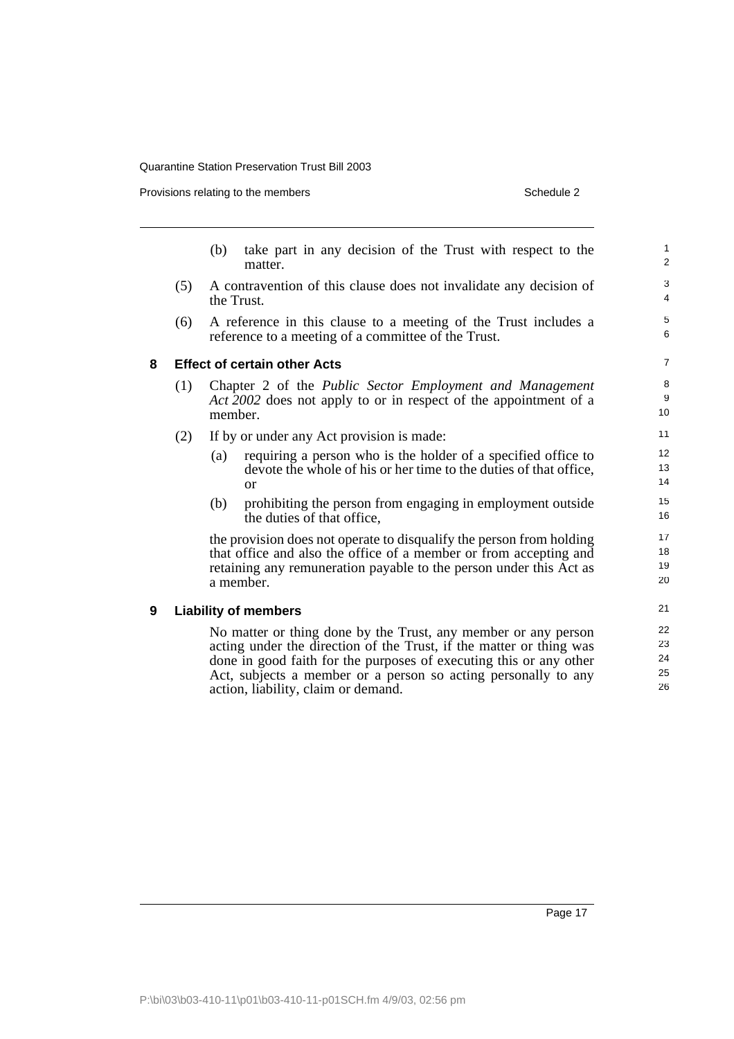(b) take part in any decision of the Trust with respect to the matter.

(5) A contravention of this clause does not invalidate any decision of the Trust.

(6) A reference in this clause to a meeting of the Trust includes a reference to a meeting of a committee of the Trust.

### 8 Effect of certain other Acts

(1) Chapter 2 of the *Public Sector Employment and Management Act 2002* does not apply to or in respect of the appointment of a member.

(2) If by or under any Act provision is made:

(a) requiring a person who is the holder of a specified office to devote the whole of his or her time to the duties of that office, or

(b) prohibiting the person from engaging in employment outside the duties of that office,

the provision does not operate to disqualify the person from holding that office and also the office of a member or from accepting and retaining any remuneration payable to the person under this Act as a member.

### 9 Liability of members

No matter or thing done by the Trust, any member or any person acting under the direction of the Trust, if the matter or thing was done in good faith for the purposes of executing this or any other Act, subjects a member or a person so acting personally to any action, liability, claim or demand.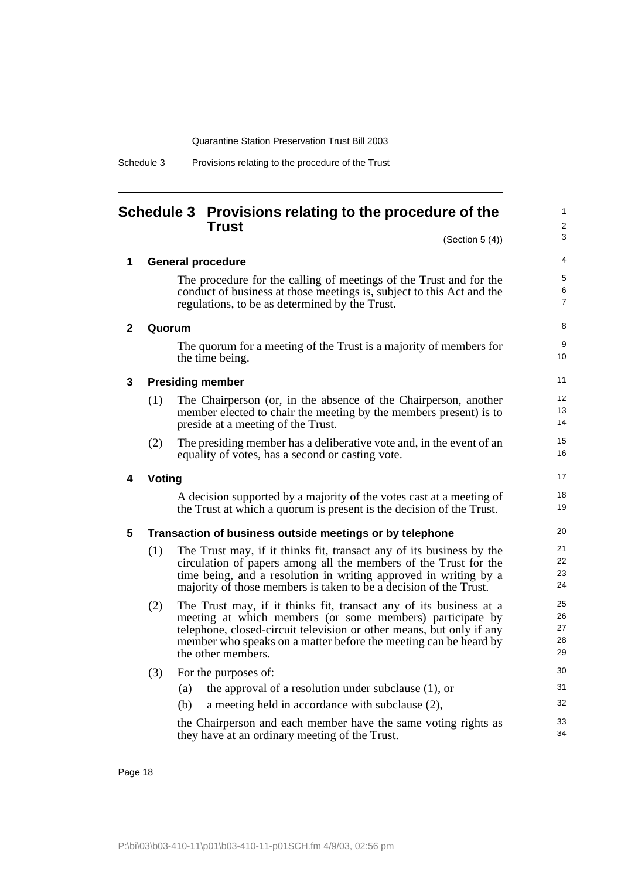# Schedule 3 Provisions relating to the procedure of the Trust

(Section 5 (4))

## 1 General procedure

The procedure for the calling of meetings of the Trust and for the conduct of business at those meetings is, subject to this Act and the regulations, to be as determined by the Trust.

## 2 Quorum

The quorum for a meeting of the Trust is a majority of members for the time being.

## 3 Presiding member

(1) The Chairperson (or, in the absence of the Chairperson, another member elected to chair the meeting by the members present) is to preside at a meeting of the Trust.

(2) The presiding member has a deliberative vote and, in the event of an equality of votes, has a second or casting vote.

## 4 Voting

A decision supported by a majority of the votes cast at a meeting of the Trust at which a quorum is present is the decision of the Trust.

## 5 Transaction of business outside meetings or by telephone

(1) The Trust may, if it thinks fit, transact any of its business by the circulation of papers among all the members of the Trust for the time being, and a resolution in writing approved in writing by a majority of those members is taken to be a decision of the Trust.

(2) The Trust may, if it thinks fit, transact any of its business at a meeting at which members (or some members) participate by telephone, closed-circuit television or other means, but only if any member who speaks on a matter before the meeting can be heard by the other members.

(3) For the purposes of:

- (a) the approval of a resolution under subclause (1), or
- (b) a meeting held in accordance with subclause (2),

the Chairperson and each member have the same voting rights as they have at an ordinary meeting of the Trust.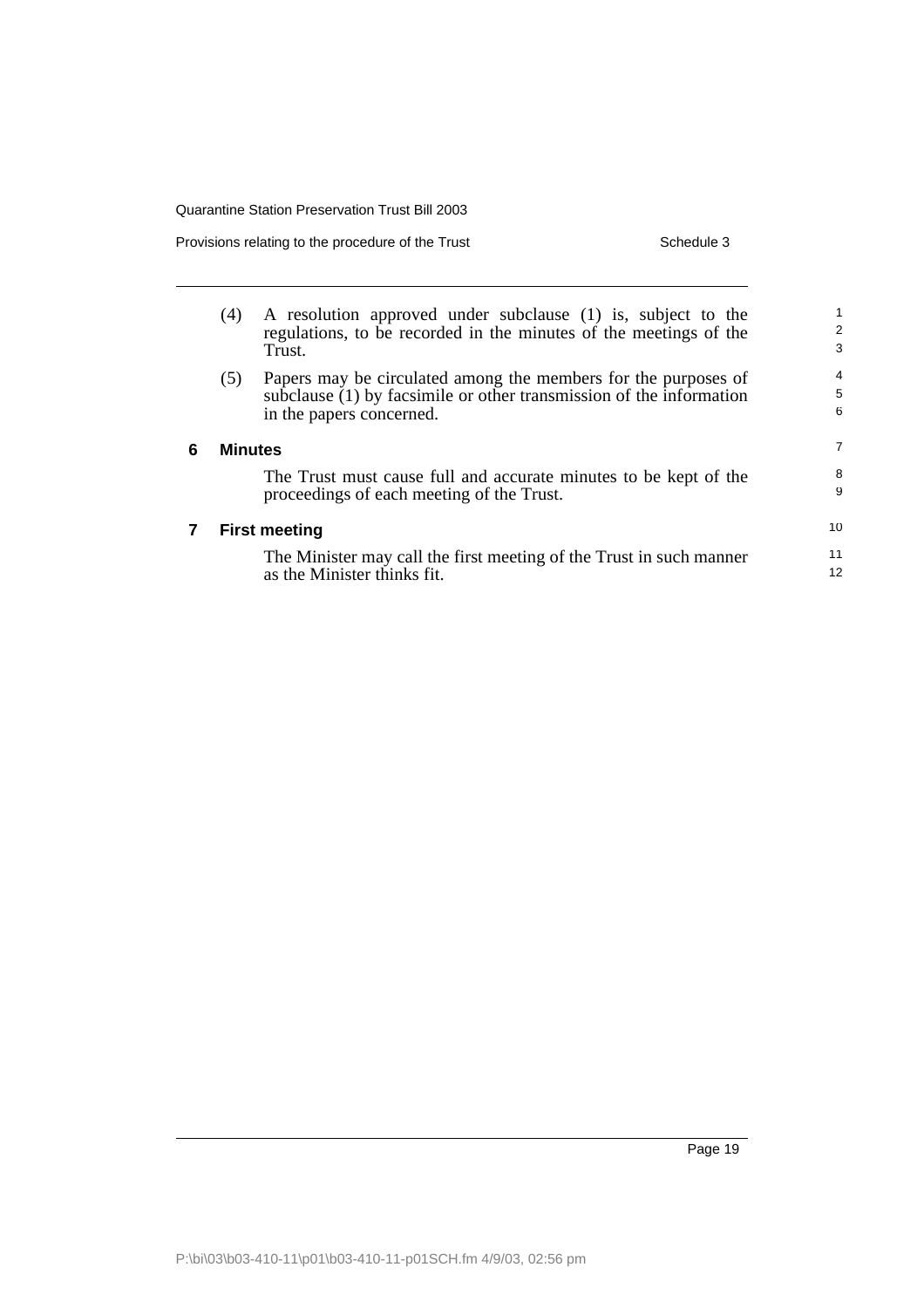(4) A resolution approved under subclause (1) is, subject to the regulations, to be recorded in the minutes of the meetings of the Trust.

(5) Papers may be circulated among the members for the purposes of subclause (1) by facsimile or other transmission of the information in the papers concerned.

### 6 Minutes

The Trust must cause full and accurate minutes to be kept of the proceedings of each meeting of the Trust.

### 7 First meeting

The Minister may call the first meeting of the Trust in such manner as the Minister thinks fit.